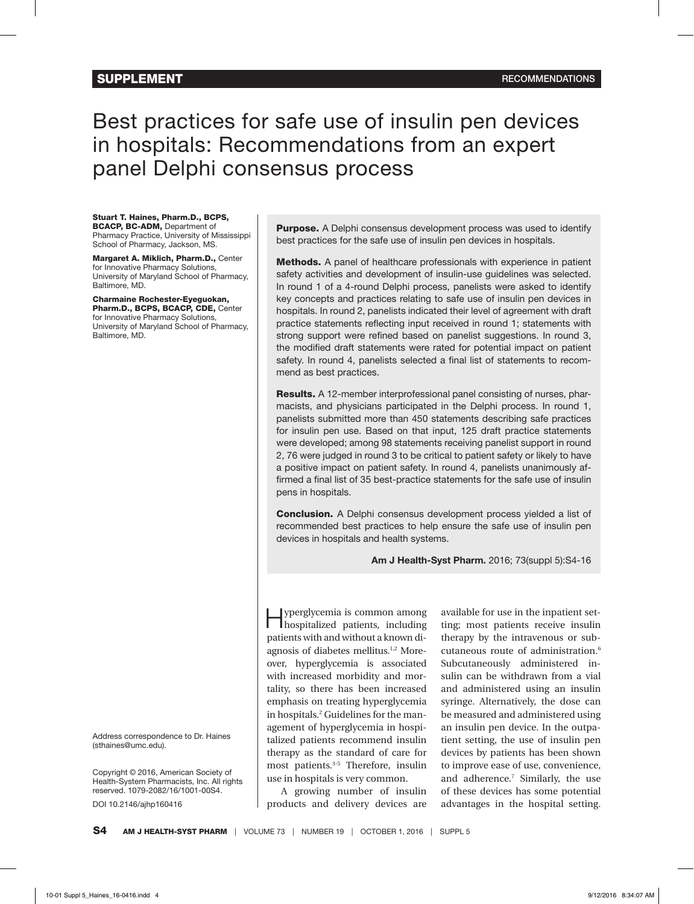# Best practices for safe use of insulin pen devices in hospitals: Recommendations from an expert panel Delphi consensus process

**Stuart T. Haines, Pharm.D., BCPS, BCACP, BC-ADM,** Department of Pharmacy Practice, University of Mississippi School of Pharmacy, Jackson, MS.

**Margaret A. Miklich, Pharm.D.,** Center for Innovative Pharmacy Solutions, University of Maryland School of Pharmacy, Baltimore, MD.

**Charmaine Rochester-Eyeguokan, Pharm.D., BCPS, BCACP, CDE,** Center for Innovative Pharmacy Solutions, University of Maryland School of Pharmacy, Baltimore, MD.

Address correspondence to Dr. Haines (sthaines@umc.edu).

Copyright © 2016, American Society of Health-System Pharmacists, Inc. All rights reserved. 1079-2082/16/1001-00S4.

DOI 10.2146/ajhp160416

**Purpose.** A Delphi consensus development process was used to identify best practices for the safe use of insulin pen devices in hospitals.

**Methods.** A panel of healthcare professionals with experience in patient safety activities and development of insulin-use guidelines was selected. In round 1 of a 4-round Delphi process, panelists were asked to identify key concepts and practices relating to safe use of insulin pen devices in hospitals. In round 2, panelists indicated their level of agreement with draft practice statements reflecting input received in round 1; statements with strong support were refined based on panelist suggestions. In round 3, the modified draft statements were rated for potential impact on patient safety. In round 4, panelists selected a final list of statements to recommend as best practices.

**Results.** A 12-member interprofessional panel consisting of nurses, pharmacists, and physicians participated in the Delphi process. In round 1, panelists submitted more than 450 statements describing safe practices for insulin pen use. Based on that input, 125 draft practice statements were developed; among 98 statements receiving panelist support in round 2, 76 were judged in round 3 to be critical to patient safety or likely to have a positive impact on patient safety. In round 4, panelists unanimously affirmed a final list of 35 best-practice statements for the safe use of insulin pens in hospitals.

**Conclusion.** A Delphi consensus development process yielded a list of recommended best practices to help ensure the safe use of insulin pen devices in hospitals and health systems.

**Am J Health-Syst Pharm.** 2016; 73(suppl 5):S4-16

Hyperglycemia is common among hospitalized patients, including patients with and without a known diagnosis of diabetes mellitus.[1,2] Moreover, hyperglycemia is associated with increased morbidity and mortality, so there has been increased emphasis on treating hyperglycemia in hospitals.[2] Guidelines for the management of hyperglycemia in hospitalized patients recommend insulin therapy as the standard of care for most patients.[3-5] Therefore, insulin use in hospitals is very common.

A growing number of insulin products and delivery devices are available for use in the inpatient setting; most patients receive insulin therapy by the intravenous or subcutaneous route of administration.[6] Subcutaneously administered insulin can be withdrawn from a vial and administered using an insulin syringe. Alternatively, the dose can be measured and administered using an insulin pen device. In the outpatient setting, the use of insulin pen devices by patients has been shown to improve ease of use, convenience, and adherence.[7] Similarly, the use of these devices has some potential advantages in the hospital setting.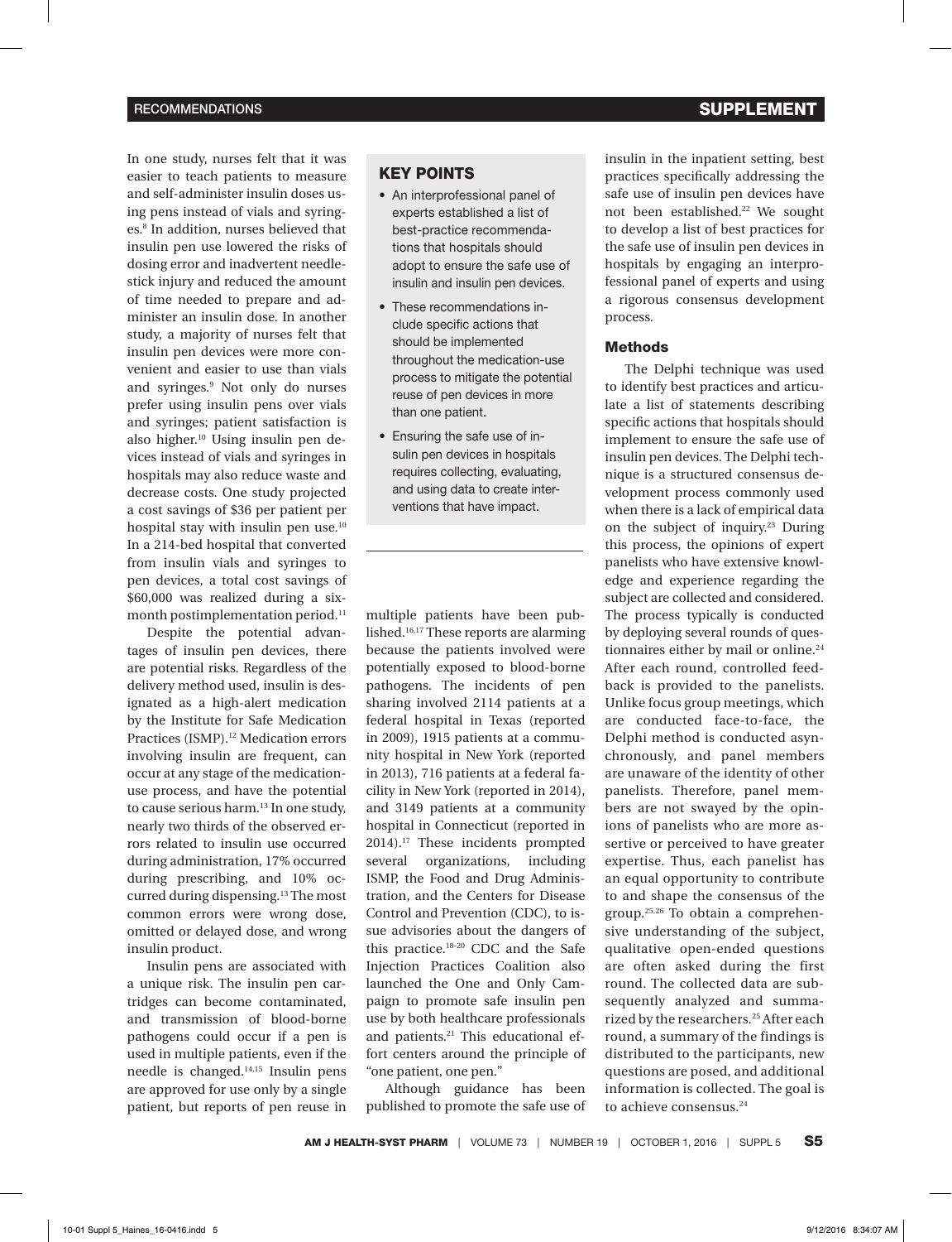In one study, nurses felt that it was easier to teach patients to measure and self-administer insulin doses using pens instead of vials and syringes.[8] In addition, nurses believed that insulin pen use lowered the risks of dosing error and inadvertent needlestick injury and reduced the amount of time needed to prepare and administer an insulin dose. In another study, a majority of nurses felt that insulin pen devices were more convenient and easier to use than vials and syringes.[9] Not only do nurses prefer using insulin pens over vials and syringes; patient satisfaction is also higher.[10] Using insulin pen devices instead of vials and syringes in hospitals may also reduce waste and decrease costs. One study projected a cost savings of $36 per patient per hospital stay with insulin pen use.[10] In a 214-bed hospital that converted from insulin vials and syringes to pen devices, a total cost savings of $60,000 was realized during a six-month postimplementation period.[11]

Despite the potential advantages of insulin pen devices, there are potential risks. Regardless of the delivery method used, insulin is designated as a high-alert medication by the Institute for Safe Medication Practices (ISMP).[12] Medication errors involving insulin are frequent, can occur at any stage of the medication-use process, and have the potential to cause serious harm.[13] In one study, nearly two thirds of the observed errors related to insulin use occurred during administration, 17% occurred during prescribing, and 10% occurred during dispensing.[13] The most common errors were wrong dose, omitted or delayed dose, and wrong insulin product.

Insulin pens are associated with a unique risk. The insulin pen cartridges can become contaminated, and transmission of blood-borne pathogens could occur if a pen is used in multiple patients, even if the needle is changed.[14,15] Insulin pens are approved for use only by a single patient, but reports of pen reuse in multiple patients have been published.[16,17] These reports are alarming because the patients involved were potentially exposed to blood-borne pathogens. The incidents of pen sharing involved 2114 patients at a federal hospital in Texas (reported in 2009), 1915 patients at a community hospital in New York (reported in 2013), 716 patients at a federal facility in New York (reported in 2014), and 3149 patients at a community hospital in Connecticut (reported in 2014).[17] These incidents prompted several organizations, including ISMP, the Food and Drug Administration, and the Centers for Disease Control and Prevention (CDC), to issue advisories about the dangers of this practice.[18-20] CDC and the Safe Injection Practices Coalition also launched the One and Only Campaign to promote safe insulin pen use by both healthcare professionals and patients.[21] This educational effort centers around the principle of "one patient, one pen."

Although guidance has been published to promote the safe use of insulin in the inpatient setting, best practices specifically addressing the safe use of insulin pen devices have not been established.[22] We sought to develop a list of best practices for the safe use of insulin pen devices in hospitals by engaging an interprofessional panel of experts and using a rigorous consensus development process.

### KEY POINTS

- An interprofessional panel of experts established a list of best-practice recommendations that hospitals should adopt to ensure the safe use of insulin and insulin pen devices.
- These recommendations include specific actions that should be implemented throughout the medication-use process to mitigate the potential reuse of pen devices in more than one patient.
- Ensuring the safe use of insulin pen devices in hospitals requires collecting, evaluating, and using data to create interventions that have impact.

## Methods

The Delphi technique was used to identify best practices and articulate a list of statements describing specific actions that hospitals should implement to ensure the safe use of insulin pen devices. The Delphi technique is a structured consensus development process commonly used when there is a lack of empirical data on the subject of inquiry.[23] During this process, the opinions of expert panelists who have extensive knowledge and experience regarding the subject are collected and considered. The process typically is conducted by deploying several rounds of questionnaires either by mail or online.[24] After each round, controlled feedback is provided to the panelists. Unlike focus group meetings, which are conducted face-to-face, the Delphi method is conducted asynchronously, and panel members are unaware of the identity of other panelists. Therefore, panel members are not swayed by the opinions of panelists who are more assertive or perceived to have greater expertise. Thus, each panelist has an equal opportunity to contribute to and shape the consensus of the group.[25,26] To obtain a comprehensive understanding of the subject, qualitative open-ended questions are often asked during the first round. The collected data are subsequently analyzed and summarized by the researchers.[25] After each round, a summary of the findings is distributed to the participants, new questions are posed, and additional information is collected. The goal is to achieve consensus.[24]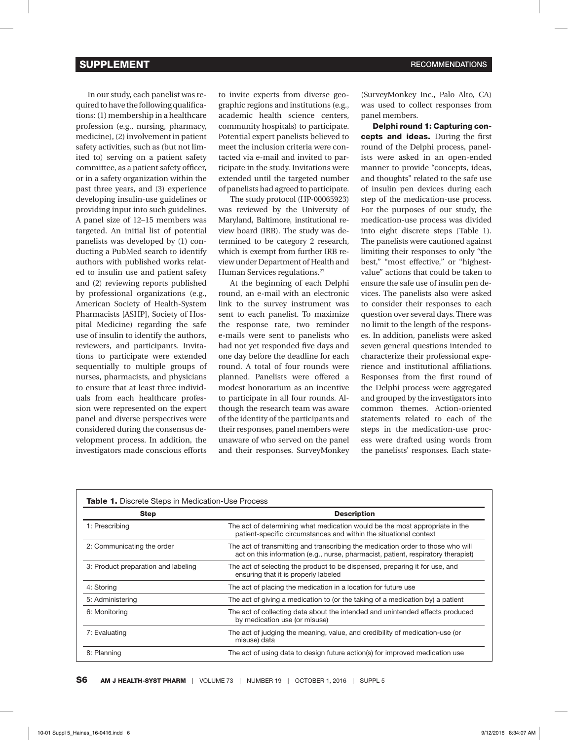In our study, each panelist was required to have the following qualifications: (1) membership in a healthcare profession (e.g., nursing, pharmacy, medicine), (2) involvement in patient safety activities, such as (but not limited to) serving on a patient safety committee, as a patient safety officer, or in a safety organization within the past three years, and (3) experience developing insulin-use guidelines or providing input into such guidelines. A panel size of 12–15 members was targeted. An initial list of potential panelists was developed by (1) conducting a PubMed search to identify authors with published works related to insulin use and patient safety and (2) reviewing reports published by professional organizations (e.g., American Society of Health-System Pharmacists [ASHP], Society of Hospital Medicine) regarding the safe use of insulin to identify the authors, reviewers, and participants. Invitations to participate were extended sequentially to multiple groups of nurses, pharmacists, and physicians to ensure that at least three individuals from each healthcare profession were represented on the expert panel and diverse perspectives were considered during the consensus development process. In addition, the investigators made conscious efforts to invite experts from diverse geographic regions and institutions (e.g., academic health science centers, community hospitals) to participate. Potential expert panelists believed to meet the inclusion criteria were contacted via e-mail and invited to participate in the study. Invitations were extended until the targeted number of panelists had agreed to participate.

The study protocol (HP-00065923) was reviewed by the University of Maryland, Baltimore, institutional review board (IRB). The study was determined to be category 2 research, which is exempt from further IRB review under Department of Health and Human Services regulations.[27]

At the beginning of each Delphi round, an e-mail with an electronic link to the survey instrument was sent to each panelist. To maximize the response rate, two reminder e-mails were sent to panelists who had not yet responded five days and one day before the deadline for each round. A total of four rounds were planned. Panelists were offered a modest honorarium as an incentive to participate in all four rounds. Although the research team was aware of the identity of the participants and their responses, panel members were unaware of who served on the panel and their responses. SurveyMonkey (SurveyMonkey Inc., Palo Alto, CA) was used to collect responses from panel members.

**Delphi round 1: Capturing concepts and ideas.** During the first round of the Delphi process, panelists were asked in an open-ended manner to provide "concepts, ideas, and thoughts" related to the safe use of insulin pen devices during each step of the medication-use process. For the purposes of our study, the medication-use process was divided into eight discrete steps (Table 1). The panelists were cautioned against limiting their responses to only "the best," "most effective," or "highest-value" actions that could be taken to ensure the safe use of insulin pen devices. The panelists also were asked to consider their responses to each question over several days. There was no limit to the length of the responses. In addition, panelists were asked seven general questions intended to characterize their professional experience and institutional affiliations. Responses from the first round of the Delphi process were aggregated and grouped by the investigators into common themes. Action-oriented statements related to each of the steps in the medication-use process were drafted using words from the panelists' responses. Each state-

**Table 1.** Discrete Steps in Medication-Use Process

| Step | Description |
|---|---|
| 1: Prescribing | The act of determining what medication would be the most appropriate in the patient-specific circumstances and within the situational context |
| 2: Communicating the order | The act of transmitting and transcribing the medication order to those who will act on this information (e.g., nurse, pharmacist, patient, respiratory therapist) |
| 3: Product preparation and labeling | The act of selecting the product to be dispensed, preparing it for use, and ensuring that it is properly labeled |
| 4: Storing | The act of placing the medication in a location for future use |
| 5: Administering | The act of giving a medication to (or the taking of a medication by) a patient |
| 6: Monitoring | The act of collecting data about the intended and unintended effects produced by medication use (or misuse) |
| 7: Evaluating | The act of judging the meaning, value, and credibility of medication-use (or misuse) data |
| 8: Planning | The act of using data to design future action(s) for improved medication use |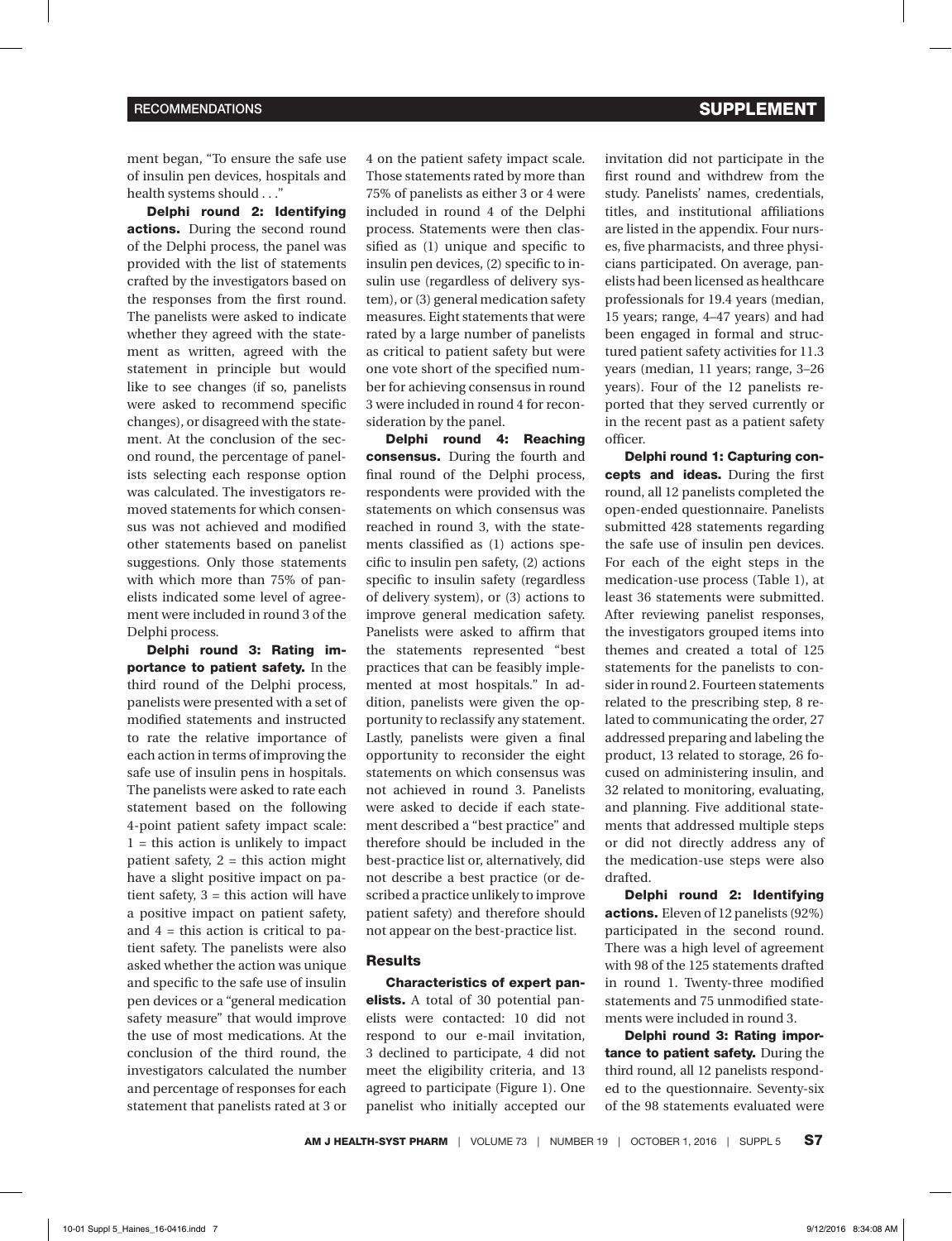ment began, "To ensure the safe use of insulin pen devices, hospitals and health systems should . . ."

**Delphi round 2: Identifying actions.** During the second round of the Delphi process, the panel was provided with the list of statements crafted by the investigators based on the responses from the first round. The panelists were asked to indicate whether they agreed with the statement as written, agreed with the statement in principle but would like to see changes (if so, panelists were asked to recommend specific changes), or disagreed with the statement. At the conclusion of the second round, the percentage of panelists selecting each response option was calculated. The investigators removed statements for which consensus was not achieved and modified other statements based on panelist suggestions. Only those statements with which more than 75% of panelists indicated some level of agreement were included in round 3 of the Delphi process.

**Delphi round 3: Rating importance to patient safety.** In the third round of the Delphi process, panelists were presented with a set of modified statements and instructed to rate the relative importance of each action in terms of improving the safe use of insulin pens in hospitals. The panelists were asked to rate each statement based on the following 4-point patient safety impact scale: 1 = this action is unlikely to impact patient safety, 2 = this action might have a slight positive impact on patient safety, 3 = this action will have a positive impact on patient safety, and 4 = this action is critical to patient safety. The panelists were also asked whether the action was unique and specific to the safe use of insulin pen devices or a "general medication safety measure" that would improve the use of most medications. At the conclusion of the third round, the investigators calculated the number and percentage of responses for each statement that panelists rated at 3 or 4 on the patient safety impact scale. Those statements rated by more than 75% of panelists as either 3 or 4 were included in round 4 of the Delphi process. Statements were then classified as (1) unique and specific to insulin pen devices, (2) specific to insulin use (regardless of delivery system), or (3) general medication safety measures. Eight statements that were rated by a large number of panelists as critical to patient safety but were one vote short of the specified number for achieving consensus in round 3 were included in round 4 for reconsideration by the panel.

**Delphi round 4: Reaching consensus.** During the fourth and final round of the Delphi process, respondents were provided with the statements on which consensus was reached in round 3, with the statements classified as (1) actions specific to insulin pen safety, (2) actions specific to insulin safety (regardless of delivery system), or (3) actions to improve general medication safety. Panelists were asked to affirm that the statements represented "best practices that can be feasibly implemented at most hospitals." In addition, panelists were given the opportunity to reclassify any statement. Lastly, panelists were given a final opportunity to reconsider the eight statements on which consensus was not achieved in round 3. Panelists were asked to decide if each statement described a "best practice" and therefore should be included in the best-practice list or, alternatively, did not describe a best practice (or described a practice unlikely to improve patient safety) and therefore should not appear on the best-practice list.

## Results

**Characteristics of expert panelists.** A total of 30 potential panelists were contacted: 10 did not respond to our e-mail invitation, 3 declined to participate, 4 did not meet the eligibility criteria, and 13 agreed to participate (Figure 1). One panelist who initially accepted our invitation did not participate in the first round and withdrew from the study. Panelists' names, credentials, titles, and institutional affiliations are listed in the appendix. Four nurses, five pharmacists, and three physicians participated. On average, panelists had been licensed as healthcare professionals for 19.4 years (median, 15 years; range, 4–47 years) and had been engaged in formal and structured patient safety activities for 11.3 years (median, 11 years; range, 3–26 years). Four of the 12 panelists reported that they served currently or in the recent past as a patient safety officer.

**Delphi round 1: Capturing concepts and ideas.** During the first round, all 12 panelists completed the open-ended questionnaire. Panelists submitted 428 statements regarding the safe use of insulin pen devices. For each of the eight steps in the medication-use process (Table 1), at least 36 statements were submitted. After reviewing panelist responses, the investigators grouped items into themes and created a total of 125 statements for the panelists to consider in round 2. Fourteen statements related to the prescribing step, 8 related to communicating the order, 27 addressed preparing and labeling the product, 13 related to storage, 26 focused on administering insulin, and 32 related to monitoring, evaluating, and planning. Five additional statements that addressed multiple steps or did not directly address any of the medication-use steps were also drafted.

**Delphi round 2: Identifying actions.** Eleven of 12 panelists (92%) participated in the second round. There was a high level of agreement with 98 of the 125 statements drafted in round 1. Twenty-three modified statements and 75 unmodified statements were included in round 3.

**Delphi round 3: Rating importance to patient safety.** During the third round, all 12 panelists responded to the questionnaire. Seventy-six of the 98 statements evaluated were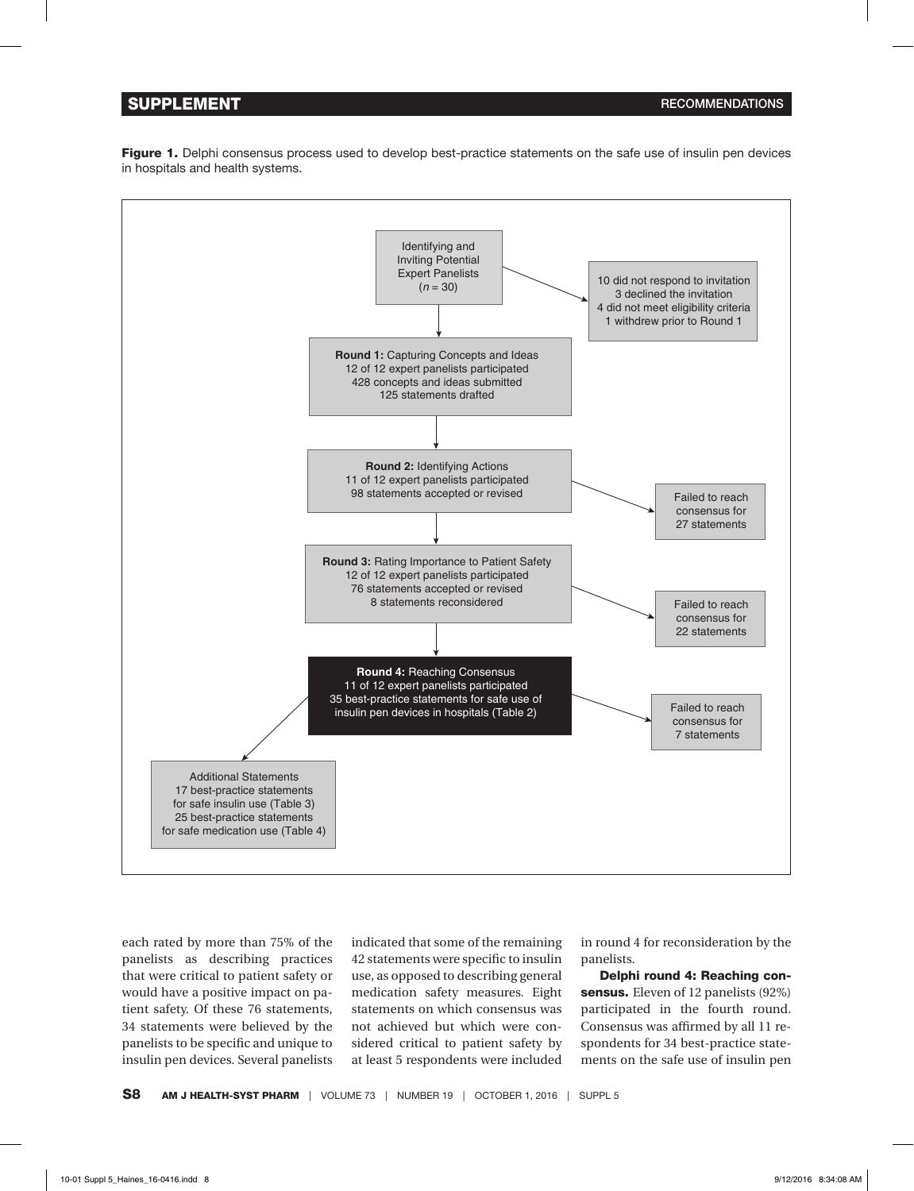**Figure 1.** Delphi consensus process used to develop best-practice statements on the safe use of insulin pen devices in hospitals and health systems.

Identifying and Inviting Potential Expert Panelists ($n$ = 30)

10 did not respond to invitation
3 declined the invitation
4 did not meet eligibility criteria
1 withdrew prior to Round 1

**Round 1:** Capturing Concepts and Ideas
12 of 12 expert panelists participated
428 concepts and ideas submitted
125 statements drafted

**Round 2:** Identifying Actions
11 of 12 expert panelists participated
98 statements accepted or revised

Failed to reach consensus for 27 statements

**Round 3:** Rating Importance to Patient Safety
12 of 12 expert panelists participated
76 statements accepted or revised
8 statements reconsidered

Failed to reach consensus for 22 statements

**Round 4:** Reaching Consensus
11 of 12 expert panelists participated
35 best-practice statements for safe use of insulin pen devices in hospitals (Table 2)

Failed to reach consensus for 7 statements

Additional Statements
17 best-practice statements for safe insulin use (Table 3)
25 best-practice statements for safe medication use (Table 4)

each rated by more than 75% of the panelists as describing practices that were critical to patient safety or would have a positive impact on patient safety. Of these 76 statements, 34 statements were believed by the panelists to be specific and unique to insulin pen devices. Several panelists indicated that some of the remaining 42 statements were specific to insulin use, as opposed to describing general medication safety measures. Eight statements on which consensus was not achieved but which were considered critical to patient safety by at least 5 respondents were included in round 4 for reconsideration by the panelists.

**Delphi round 4: Reaching consensus.** Eleven of 12 panelists (92%) participated in the fourth round. Consensus was affirmed by all 11 respondents for 34 best-practice statements on the safe use of insulin pen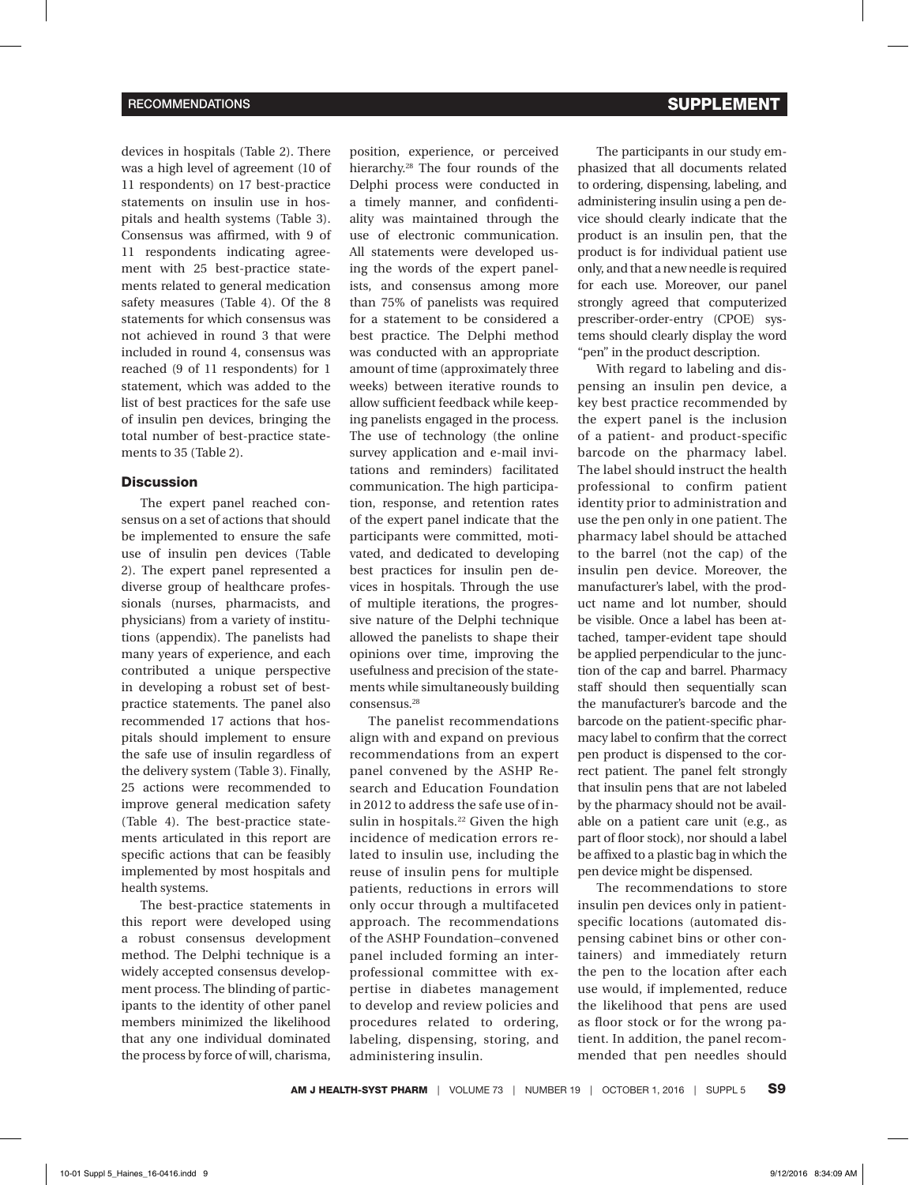devices in hospitals (Table 2). There was a high level of agreement (10 of 11 respondents) on 17 best-practice statements on insulin use in hospitals and health systems (Table 3). Consensus was affirmed, with 9 of 11 respondents indicating agreement with 25 best-practice statements related to general medication safety measures (Table 4). Of the 8 statements for which consensus was not achieved in round 3 that were included in round 4, consensus was reached (9 of 11 respondents) for 1 statement, which was added to the list of best practices for the safe use of insulin pen devices, bringing the total number of best-practice statements to 35 (Table 2).

## Discussion

The expert panel reached consensus on a set of actions that should be implemented to ensure the safe use of insulin pen devices (Table 2). The expert panel represented a diverse group of healthcare professionals (nurses, pharmacists, and physicians) from a variety of institutions (appendix). The panelists had many years of experience, and each contributed a unique perspective in developing a robust set of best-practice statements. The panel also recommended 17 actions that hospitals should implement to ensure the safe use of insulin regardless of the delivery system (Table 3). Finally, 25 actions were recommended to improve general medication safety (Table 4). The best-practice statements articulated in this report are specific actions that can be feasibly implemented by most hospitals and health systems.

The best-practice statements in this report were developed using a robust consensus development method. The Delphi technique is a widely accepted consensus development process. The blinding of participants to the identity of other panel members minimized the likelihood that any one individual dominated the process by force of will, charisma, position, experience, or perceived hierarchy.[28] The four rounds of the Delphi process were conducted in a timely manner, and confidentiality was maintained through the use of electronic communication. All statements were developed using the words of the expert panelists, and consensus among more than 75% of panelists was required for a statement to be considered a best practice. The Delphi method was conducted with an appropriate amount of time (approximately three weeks) between iterative rounds to allow sufficient feedback while keeping panelists engaged in the process. The use of technology (the online survey application and e-mail invitations and reminders) facilitated communication. The high participation, response, and retention rates of the expert panel indicate that the participants were committed, motivated, and dedicated to developing best practices for insulin pen devices in hospitals. Through the use of multiple iterations, the progressive nature of the Delphi technique allowed the panelists to shape their opinions over time, improving the usefulness and precision of the statements while simultaneously building consensus.[28]

The panelist recommendations align with and expand on previous recommendations from an expert panel convened by the ASHP Research and Education Foundation in 2012 to address the safe use of insulin in hospitals.[22] Given the high incidence of medication errors related to insulin use, including the reuse of insulin pens for multiple patients, reductions in errors will only occur through a multifaceted approach. The recommendations of the ASHP Foundation–convened panel included forming an interprofessional committee with expertise in diabetes management to develop and review policies and procedures related to ordering, labeling, dispensing, storing, and administering insulin.

The participants in our study emphasized that all documents related to ordering, dispensing, labeling, and administering insulin using a pen device should clearly indicate that the product is an insulin pen, that the product is for individual patient use only, and that a new needle is required for each use. Moreover, our panel strongly agreed that computerized prescriber-order-entry (CPOE) systems should clearly display the word "pen" in the product description.

With regard to labeling and dispensing an insulin pen device, a key best practice recommended by the expert panel is the inclusion of a patient- and product-specific barcode on the pharmacy label. The label should instruct the health professional to confirm patient identity prior to administration and use the pen only in one patient. The pharmacy label should be attached to the barrel (not the cap) of the insulin pen device. Moreover, the manufacturer's label, with the product name and lot number, should be visible. Once a label has been attached, tamper-evident tape should be applied perpendicular to the junction of the cap and barrel. Pharmacy staff should then sequentially scan the manufacturer's barcode and the barcode on the patient-specific pharmacy label to confirm that the correct pen product is dispensed to the correct patient. The panel felt strongly that insulin pens that are not labeled by the pharmacy should not be available on a patient care unit (e.g., as part of floor stock), nor should a label be affixed to a plastic bag in which the pen device might be dispensed.

The recommendations to store insulin pen devices only in patient-specific locations (automated dispensing cabinet bins or other containers) and immediately return the pen to the location after each use would, if implemented, reduce the likelihood that pens are used as floor stock or for the wrong patient. In addition, the panel recommended that pen needles should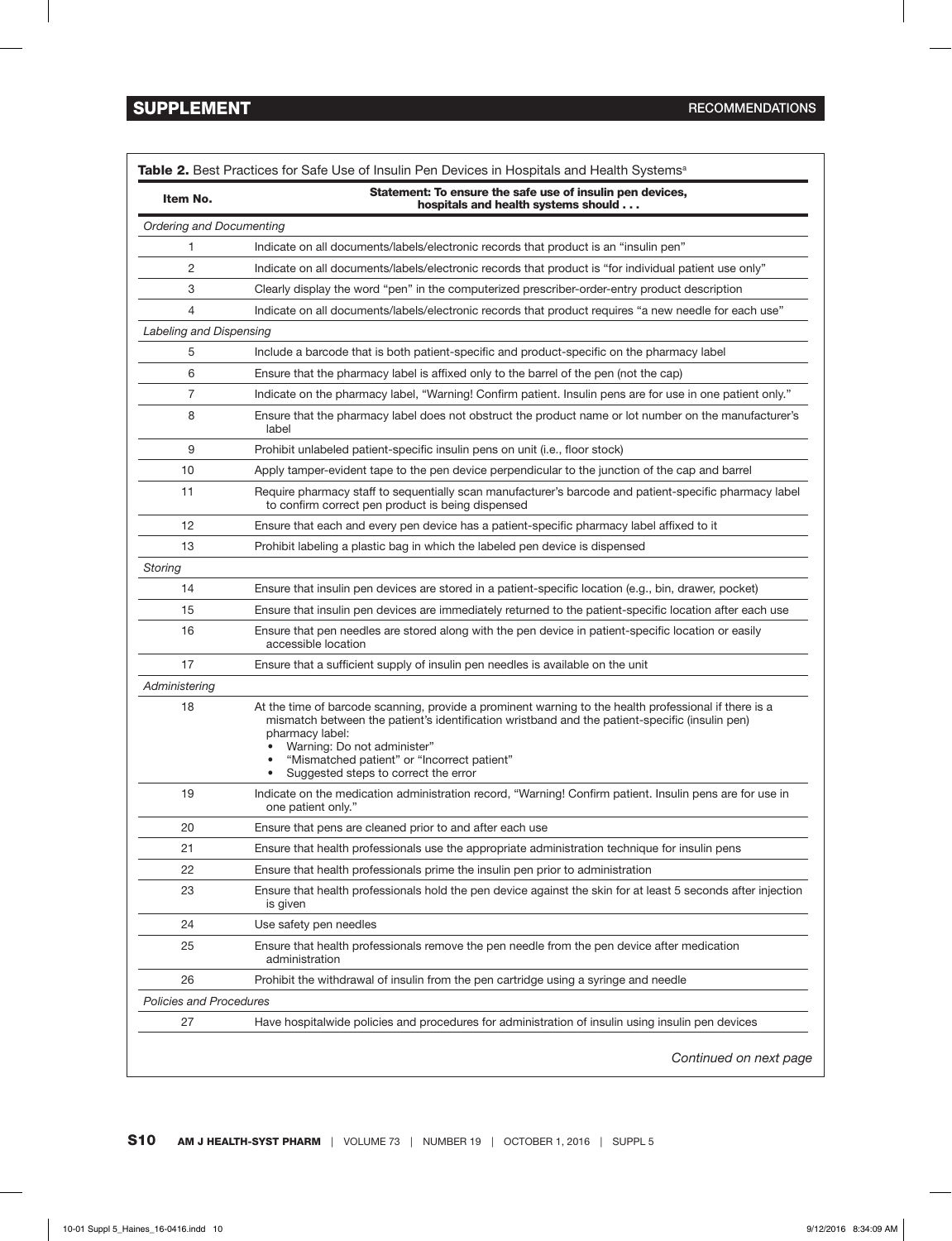**Table 2.** Best Practices for Safe Use of Insulin Pen Devices in Hospitals and Health Systems[a]

| Item No. | Statement: To ensure the safe use of insulin pen devices, hospitals and health systems should . . . |
|---|---|
| *Ordering and Documenting* | |
| 1 | Indicate on all documents/labels/electronic records that product is an "insulin pen" |
| 2 | Indicate on all documents/labels/electronic records that product is "for individual patient use only" |
| 3 | Clearly display the word "pen" in the computerized prescriber-order-entry product description |
| 4 | Indicate on all documents/labels/electronic records that product requires "a new needle for each use" |
| *Labeling and Dispensing* | |
| 5 | Include a barcode that is both patient-specific and product-specific on the pharmacy label |
| 6 | Ensure that the pharmacy label is affixed only to the barrel of the pen (not the cap) |
| 7 | Indicate on the pharmacy label, "Warning! Confirm patient. Insulin pens are for use in one patient only." |
| 8 | Ensure that the pharmacy label does not obstruct the product name or lot number on the manufacturer's label |
| 9 | Prohibit unlabeled patient-specific insulin pens on unit (i.e., floor stock) |
| 10 | Apply tamper-evident tape to the pen device perpendicular to the junction of the cap and barrel |
| 11 | Require pharmacy staff to sequentially scan manufacturer's barcode and patient-specific pharmacy label to confirm correct pen product is being dispensed |
| 12 | Ensure that each and every pen device has a patient-specific pharmacy label affixed to it |
| 13 | Prohibit labeling a plastic bag in which the labeled pen device is dispensed |
| *Storing* | |
| 14 | Ensure that insulin pen devices are stored in a patient-specific location (e.g., bin, drawer, pocket) |
| 15 | Ensure that insulin pen devices are immediately returned to the patient-specific location after each use |
| 16 | Ensure that pen needles are stored along with the pen device in patient-specific location or easily accessible location |
| 17 | Ensure that a sufficient supply of insulin pen needles is available on the unit |
| *Administering* | |
| 18 | At the time of barcode scanning, provide a prominent warning to the health professional if there is a mismatch between the patient's identification wristband and the patient-specific (insulin pen) pharmacy label: <br>• Warning: Do not administer" <br>• "Mismatched patient" or "Incorrect patient" <br>• Suggested steps to correct the error |
| 19 | Indicate on the medication administration record, "Warning! Confirm patient. Insulin pens are for use in one patient only." |
| 20 | Ensure that pens are cleaned prior to and after each use |
| 21 | Ensure that health professionals use the appropriate administration technique for insulin pens |
| 22 | Ensure that health professionals prime the insulin pen prior to administration |
| 23 | Ensure that health professionals hold the pen device against the skin for at least 5 seconds after injection is given |
| 24 | Use safety pen needles |
| 25 | Ensure that health professionals remove the pen needle from the pen device after medication administration |
| 26 | Prohibit the withdrawal of insulin from the pen cartridge using a syringe and needle |
| *Policies and Procedures* | |
| 27 | Have hospitalwide policies and procedures for administration of insulin using insulin pen devices |

*Continued on next page*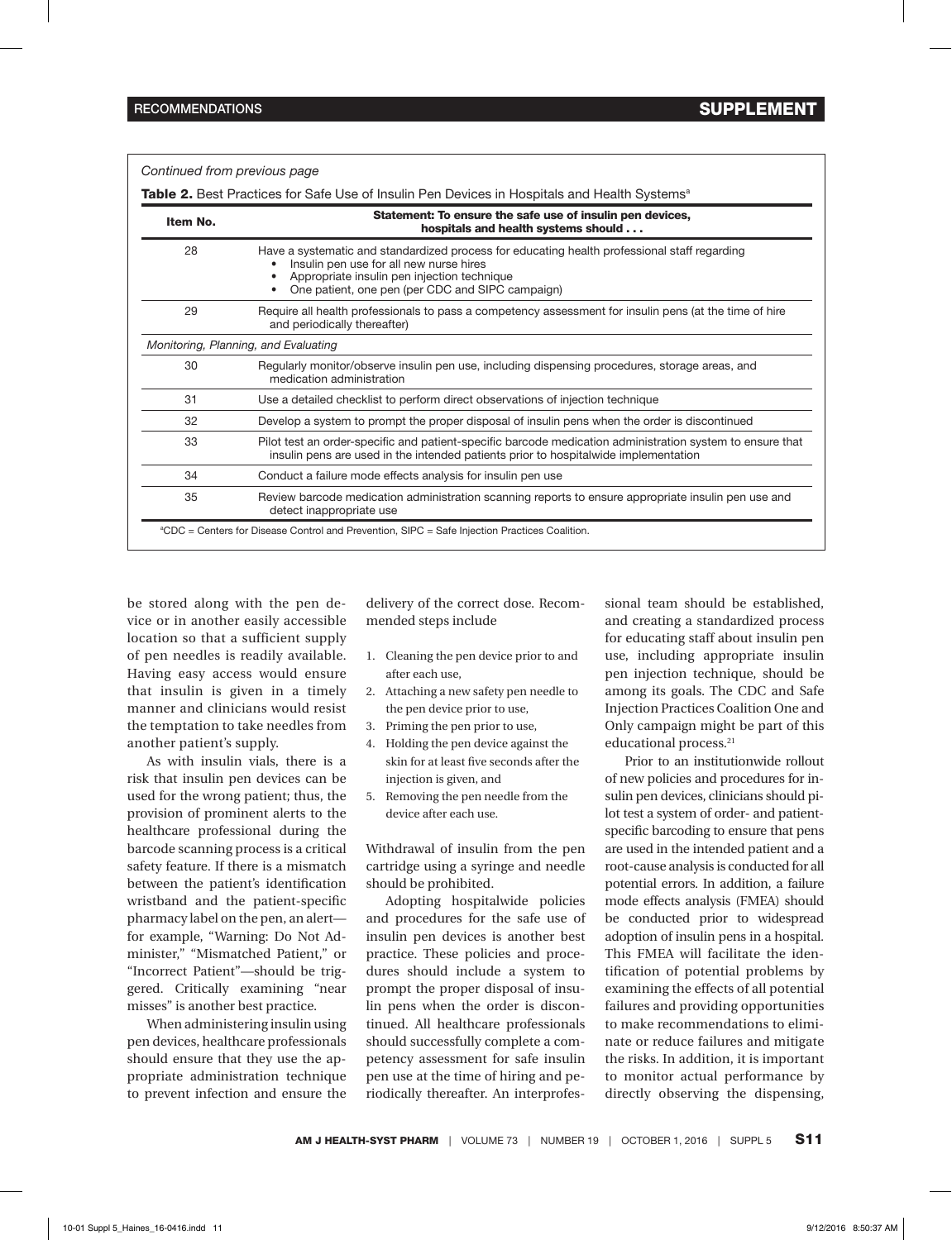*Continued from previous page*

**Table 2.** Best Practices for Safe Use of Insulin Pen Devices in Hospitals and Health Systems[a]

| Item No. | Statement: To ensure the safe use of insulin pen devices, hospitals and health systems should . . . |
|---|---|
| 28 | Have a systematic and standardized process for educating health professional staff regarding<br>• Insulin pen use for all new nurse hires<br>• Appropriate insulin pen injection technique<br>• One patient, one pen (per CDC and SIPC campaign) |
| 29 | Require all health professionals to pass a competency assessment for insulin pens (at the time of hire and periodically thereafter) |
| *Monitoring, Planning, and Evaluating* | |
| 30 | Regularly monitor/observe insulin pen use, including dispensing procedures, storage areas, and medication administration |
| 31 | Use a detailed checklist to perform direct observations of injection technique |
| 32 | Develop a system to prompt the proper disposal of insulin pens when the order is discontinued |
| 33 | Pilot test an order-specific and patient-specific barcode medication administration system to ensure that insulin pens are used in the intended patients prior to hospitalwide implementation |
| 34 | Conduct a failure mode effects analysis for insulin pen use |
| 35 | Review barcode medication administration scanning reports to ensure appropriate insulin pen use and detect inappropriate use |

[a]CDC = Centers for Disease Control and Prevention, SIPC = Safe Injection Practices Coalition.

be stored along with the pen device or in another easily accessible location so that a sufficient supply of pen needles is readily available. Having easy access would ensure that insulin is given in a timely manner and clinicians would resist the temptation to take needles from another patient's supply.

As with insulin vials, there is a risk that insulin pen devices can be used for the wrong patient; thus, the provision of prominent alerts to the healthcare professional during the barcode scanning process is a critical safety feature. If there is a mismatch between the patient's identification wristband and the patient-specific pharmacy label on the pen, an alert—for example, "Warning: Do Not Administer," "Mismatched Patient," or "Incorrect Patient"—should be triggered. Critically examining "near misses" is another best practice.

When administering insulin using pen devices, healthcare professionals should ensure that they use the appropriate administration technique to prevent infection and ensure the delivery of the correct dose. Recommended steps include

1. Cleaning the pen device prior to and after each use,
2. Attaching a new safety pen needle to the pen device prior to use,
3. Priming the pen prior to use,
4. Holding the pen device against the skin for at least five seconds after the injection is given, and
5. Removing the pen needle from the device after each use.

Withdrawal of insulin from the pen cartridge using a syringe and needle should be prohibited.

Adopting hospitalwide policies and procedures for the safe use of insulin pen devices is another best practice. These policies and procedures should include a system to prompt the proper disposal of insulin pens when the order is discontinued. All healthcare professionals should successfully complete a competency assessment for safe insulin pen use at the time of hiring and periodically thereafter. An interprofessional team should be established, and creating a standardized process for educating staff about insulin pen use, including appropriate insulin pen injection technique, should be among its goals. The CDC and Safe Injection Practices Coalition One and Only campaign might be part of this educational process.[21]

Prior to an institutionwide rollout of new policies and procedures for insulin pen devices, clinicians should pilot test a system of order- and patient-specific barcoding to ensure that pens are used in the intended patient and a root-cause analysis is conducted for all potential errors. In addition, a failure mode effects analysis (FMEA) should be conducted prior to widespread adoption of insulin pens in a hospital. This FMEA will facilitate the identification of potential problems by examining the effects of all potential failures and providing opportunities to make recommendations to eliminate or reduce failures and mitigate the risks. In addition, it is important to monitor actual performance by directly observing the dispensing,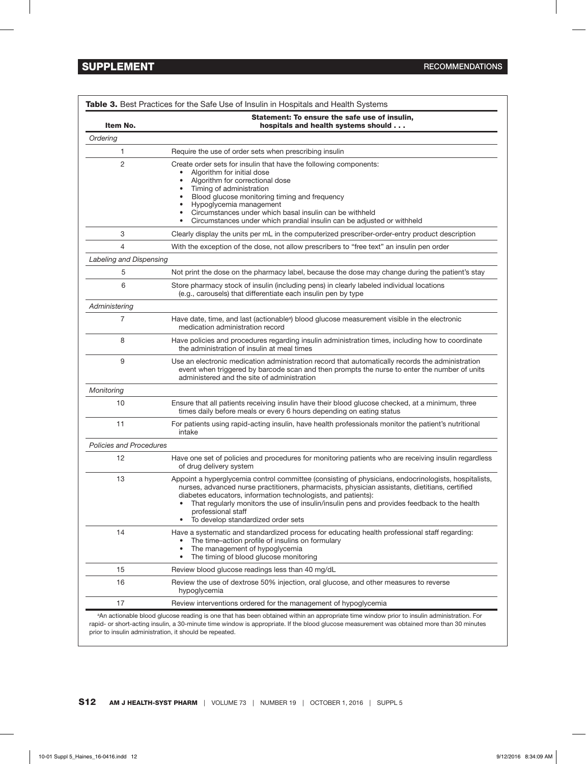**Table 3.** Best Practices for the Safe Use of Insulin in Hospitals and Health Systems

| Item No. | Statement: To ensure the safe use of insulin, hospitals and health systems should . . . |
|---|---|
| *Ordering* | |
| 1 | Require the use of order sets when prescribing insulin |
| 2 | Create order sets for insulin that have the following components:<br>• Algorithm for initial dose<br>• Algorithm for correctional dose<br>• Timing of administration<br>• Blood glucose monitoring timing and frequency<br>• Hypoglycemia management<br>• Circumstances under which basal insulin can be withheld<br>• Circumstances under which prandial insulin can be adjusted or withheld |
| 3 | Clearly display the units per mL in the computerized prescriber-order-entry product description |
| 4 | With the exception of the dose, not allow prescribers to “free text” an insulin pen order |
| *Labeling and Dispensing* | |
| 5 | Not print the dose on the pharmacy label, because the dose may change during the patient’s stay |
| 6 | Store pharmacy stock of insulin (including pens) in clearly labeled individual locations (e.g., carousels) that differentiate each insulin pen by type |
| *Administering* | |
| 7 | Have date, time, and last (actionable[a]) blood glucose measurement visible in the electronic medication administration record |
| 8 | Have policies and procedures regarding insulin administration times, including how to coordinate the administration of insulin at meal times |
| 9 | Use an electronic medication administration record that automatically records the administration event when triggered by barcode scan and then prompts the nurse to enter the number of units administered and the site of administration |
| *Monitoring* | |
| 10 | Ensure that all patients receiving insulin have their blood glucose checked, at a minimum, three times daily before meals or every 6 hours depending on eating status |
| 11 | For patients using rapid-acting insulin, have health professionals monitor the patient’s nutritional intake |
| *Policies and Procedures* | |
| 12 | Have one set of policies and procedures for monitoring patients who are receiving insulin regardless of drug delivery system |
| 13 | Appoint a hyperglycemia control committee (consisting of physicians, endocrinologists, hospitalists, nurses, advanced nurse practitioners, pharmacists, physician assistants, dietitians, certified diabetes educators, information technologists, and patients):<br>• That regularly monitors the use of insulin/insulin pens and provides feedback to the health professional staff<br>• To develop standardized order sets |
| 14 | Have a systematic and standardized process for educating health professional staff regarding:<br>• The time–action profile of insulins on formulary<br>• The management of hypoglycemia<br>• The timing of blood glucose monitoring |
| 15 | Review blood glucose readings less than 40 mg/dL |
| 16 | Review the use of dextrose 50% injection, oral glucose, and other measures to reverse hypoglycemia |
| 17 | Review interventions ordered for the management of hypoglycemia |

[a]An actionable blood glucose reading is one that has been obtained within an appropriate time window prior to insulin administration. For rapid- or short-acting insulin, a 30-minute time window is appropriate. If the blood glucose measurement was obtained more than 30 minutes prior to insulin administration, it should be repeated.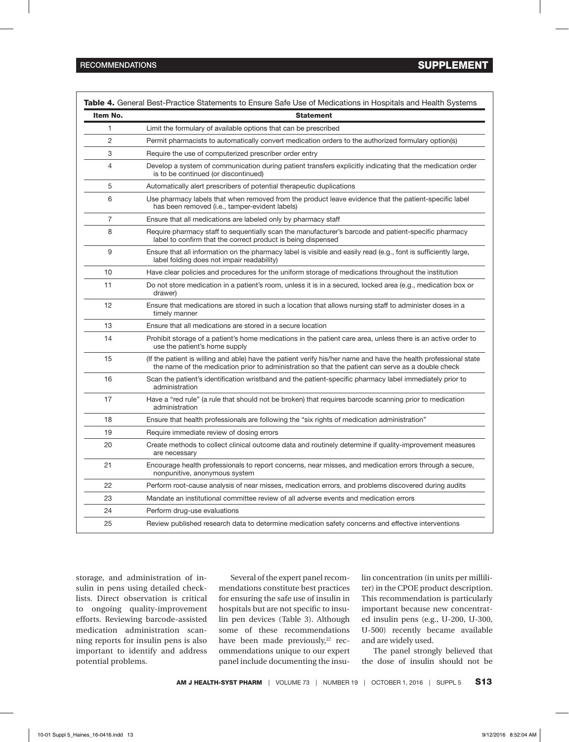**Table 4.** General Best-Practice Statements to Ensure Safe Use of Medications in Hospitals and Health Systems

| Item No. | Statement |
|---|---|
| 1 | Limit the formulary of available options that can be prescribed |
| 2 | Permit pharmacists to automatically convert medication orders to the authorized formulary option(s) |
| 3 | Require the use of computerized prescriber order entry |
| 4 | Develop a system of communication during patient transfers explicitly indicating that the medication order is to be continued (or discontinued) |
| 5 | Automatically alert prescribers of potential therapeutic duplications |
| 6 | Use pharmacy labels that when removed from the product leave evidence that the patient-specific label has been removed (i.e., tamper-evident labels) |
| 7 | Ensure that all medications are labeled only by pharmacy staff |
| 8 | Require pharmacy staff to sequentially scan the manufacturer's barcode and patient-specific pharmacy label to confirm that the correct product is being dispensed |
| 9 | Ensure that all information on the pharmacy label is visible and easily read (e.g., font is sufficiently large, label folding does not impair readability) |
| 10 | Have clear policies and procedures for the uniform storage of medications throughout the institution |
| 11 | Do not store medication in a patient's room, unless it is in a secured, locked area (e.g., medication box or drawer) |
| 12 | Ensure that medications are stored in such a location that allows nursing staff to administer doses in a timely manner |
| 13 | Ensure that all medications are stored in a secure location |
| 14 | Prohibit storage of a patient's home medications in the patient care area, unless there is an active order to use the patient's home supply |
| 15 | (If the patient is willing and able) have the patient verify his/her name and have the health professional state the name of the medication prior to administration so that the patient can serve as a double check |
| 16 | Scan the patient's identification wristband and the patient-specific pharmacy label immediately prior to administration |
| 17 | Have a "red rule" (a rule that should not be broken) that requires barcode scanning prior to medication administration |
| 18 | Ensure that health professionals are following the "six rights of medication administration" |
| 19 | Require immediate review of dosing errors |
| 20 | Create methods to collect clinical outcome data and routinely determine if quality-improvement measures are necessary |
| 21 | Encourage health professionals to report concerns, near misses, and medication errors through a secure, nonpunitive, anonymous system |
| 22 | Perform root-cause analysis of near misses, medication errors, and problems discovered during audits |
| 23 | Mandate an institutional committee review of all adverse events and medication errors |
| 24 | Perform drug-use evaluations |
| 25 | Review published research data to determine medication safety concerns and effective interventions |

storage, and administration of insulin in pens using detailed checklists. Direct observation is critical to ongoing quality-improvement efforts. Reviewing barcode-assisted medication administration scanning reports for insulin pens is also important to identify and address potential problems.

Several of the expert panel recommendations constitute best practices for ensuring the safe use of insulin in hospitals but are not specific to insulin pen devices (Table 3). Although some of these recommendations have been made previously,[22] recommendations unique to our expert panel include documenting the insulin concentration (in units per milliliter) in the CPOE product description. This recommendation is particularly important because new concentrated insulin pens (e.g., U-200, U-300, U-500) recently became available and are widely used.

The panel strongly believed that the dose of insulin should not be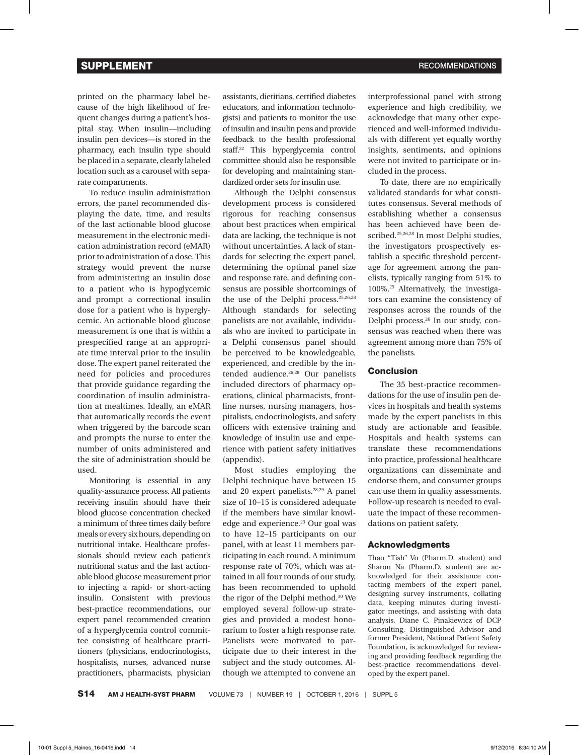printed on the pharmacy label because of the high likelihood of frequent changes during a patient's hospital stay. When insulin—including insulin pen devices—is stored in the pharmacy, each insulin type should be placed in a separate, clearly labeled location such as a carousel with separate compartments.

To reduce insulin administration errors, the panel recommended displaying the date, time, and results of the last actionable blood glucose measurement in the electronic medication administration record (eMAR) prior to administration of a dose. This strategy would prevent the nurse from administering an insulin dose to a patient who is hypoglycemic and prompt a correctional insulin dose for a patient who is hyperglycemic. An actionable blood glucose measurement is one that is within a prespecified range at an appropriate time interval prior to the insulin dose. The expert panel reiterated the need for policies and procedures that provide guidance regarding the coordination of insulin administration at mealtimes. Ideally, an eMAR that automatically records the event when triggered by the barcode scan and prompts the nurse to enter the number of units administered and the site of administration should be used.

Monitoring is essential in any quality-assurance process. All patients receiving insulin should have their blood glucose concentration checked a minimum of three times daily before meals or every six hours, depending on nutritional intake. Healthcare professionals should review each patient's nutritional status and the last actionable blood glucose measurement prior to injecting a rapid- or short-acting insulin. Consistent with previous best-practice recommendations, our expert panel recommended creation of a hyperglycemia control committee consisting of healthcare practitioners (physicians, endocrinologists, hospitalists, nurses, advanced nurse practitioners, pharmacists, physician assistants, dietitians, certified diabetes educators, and information technologists) and patients to monitor the use of insulin and insulin pens and provide feedback to the health professional staff.[22] This hyperglycemia control committee should also be responsible for developing and maintaining standardized order sets for insulin use.

Although the Delphi consensus development process is considered rigorous for reaching consensus about best practices when empirical data are lacking, the technique is not without uncertainties. A lack of standards for selecting the expert panel, determining the optimal panel size and response rate, and defining consensus are possible shortcomings of the use of the Delphi process.[25,26,28] Although standards for selecting panelists are not available, individuals who are invited to participate in a Delphi consensus panel should be perceived to be knowledgeable, experienced, and credible by the intended audience.[26,28] Our panelists included directors of pharmacy operations, clinical pharmacists, frontline nurses, nursing managers, hospitalists, endocrinologists, and safety officers with extensive training and knowledge of insulin use and experience with patient safety initiatives (appendix).

Most studies employing the Delphi technique have between 15 and 20 expert panelists.[28,29] A panel size of 10–15 is considered adequate if the members have similar knowledge and experience.[23] Our goal was to have 12–15 participants on our panel, with at least 11 members participating in each round. A minimum response rate of 70%, which was attained in all four rounds of our study, has been recommended to uphold the rigor of the Delphi method.[30] We employed several follow-up strategies and provided a modest honorarium to foster a high response rate. Panelists were motivated to participate due to their interest in the subject and the study outcomes. Although we attempted to convene an interprofessional panel with strong experience and high credibility, we acknowledge that many other experienced and well-informed individuals with different yet equally worthy insights, sentiments, and opinions were not invited to participate or included in the process.

To date, there are no empirically validated standards for what constitutes consensus. Several methods of establishing whether a consensus has been achieved have been described.[25,26,28] In most Delphi studies, the investigators prospectively establish a specific threshold percentage for agreement among the panelists, typically ranging from 51% to 100%.[25] Alternatively, the investigators can examine the consistency of responses across the rounds of the Delphi process.[26] In our study, consensus was reached when there was agreement among more than 75% of the panelists.

## Conclusion

The 35 best-practice recommendations for the use of insulin pen devices in hospitals and health systems made by the expert panelists in this study are actionable and feasible. Hospitals and health systems can translate these recommendations into practice, professional healthcare organizations can disseminate and endorse them, and consumer groups can use them in quality assessments. Follow-up research is needed to evaluate the impact of these recommendations on patient safety.

## Acknowledgments

Thao "Tish" Vo (Pharm.D. student) and Sharon Na (Pharm.D. student) are acknowledged for their assistance contacting members of the expert panel, designing survey instruments, collating data, keeping minutes during investigator meetings, and assisting with data analysis. Diane C. Pinakiewicz of DCP Consulting, Distinguished Advisor and former President, National Patient Safety Foundation, is acknowledged for reviewing and providing feedback regarding the best-practice recommendations developed by the expert panel.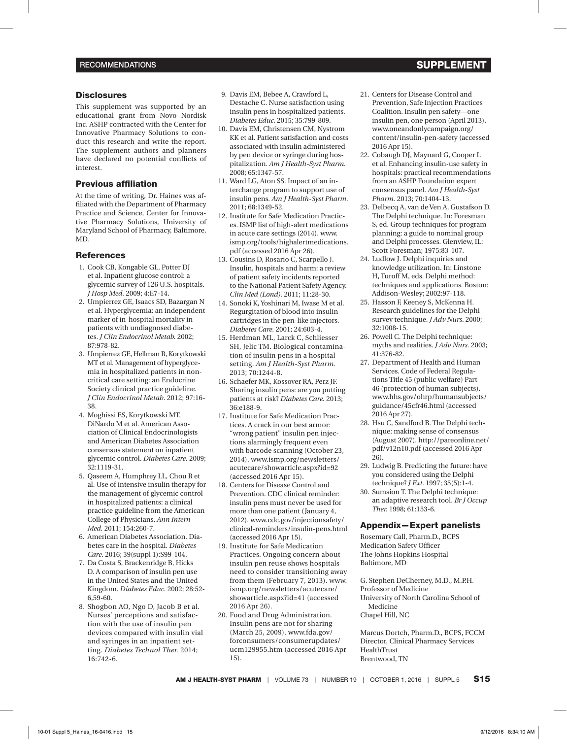## Disclosures

This supplement was supported by an educational grant from Novo Nordisk Inc. ASHP contracted with the Center for Innovative Pharmacy Solutions to conduct this research and write the report. The supplement authors and planners have declared no potential conflicts of interest.

## Previous affiliation

At the time of writing, Dr. Haines was affiliated with the Department of Pharmacy Practice and Science, Center for Innovative Pharmacy Solutions, University of Maryland School of Pharmacy, Baltimore, MD.

## References

1. Cook CB, Kongable GL, Potter DJ et al. Inpatient glucose control: a glycemic survey of 126 U.S. hospitals. *J Hosp Med.* 2009; 4:E7-14.
2. Umpierrez GE, Isaacs SD, Bazargan N et al. Hyperglycemia: an independent marker of in-hospital mortality in patients with undiagnosed diabetes. *J Clin Endocrinol Metab.* 2002; 87:978-82.
3. Umpierrez GE, Hellman R, Korytkowski MT et al. Management of hyperglycemia in hospitalized patients in non-critical care setting: an Endocrine Society clinical practice guideline. *J Clin Endocrinol Metab.* 2012; 97:16-38.
4. Moghissi ES, Korytkowski MT, DiNardo M et al. American Association of Clinical Endocrinologists and American Diabetes Association consensus statement on inpatient glycemic control. *Diabetes Care.* 2009; 32:1119-31.
5. Qaseem A, Humphrey LL, Chou R et al. Use of intensive insulin therapy for the management of glycemic control in hospitalized patients: a clinical practice guideline from the American College of Physicians. *Ann Intern Med.* 2011; 154:260-7.
6. American Diabetes Association. Diabetes care in the hospital. *Diabetes Care.* 2016; 39(suppl 1):S99-104.
7. Da Costa S, Brackenridge B, Hicks D. A comparison of insulin pen use in the United States and the United Kingdom. *Diabetes Educ.* 2002; 28:52-6,59-60.
8. Shogbon AO, Ngo D, Jacob B et al. Nurses' perceptions and satisfaction with the use of insulin pen devices compared with insulin vial and syringes in an inpatient setting. *Diabetes Technol Ther.* 2014; 16:742-6.
9. Davis EM, Bebee A, Crawford L, Destache C. Nurse satisfaction using insulin pens in hospitalized patients. *Diabetes Educ.* 2015; 35:799-809.
10. Davis EM, Christensen CM, Nystrom KK et al. Patient satisfaction and costs associated with insulin administered by pen device or syringe during hospitalization. *Am J Health-Syst Pharm.* 2008; 65:1347-57.
11. Ward LG, Aton SS. Impact of an interchange program to support use of insulin pens. *Am J Health-Syst Pharm.* 2011; 68:1349-52.
12. Institute for Safe Medication Practices. ISMP list of high-alert medications in acute care settings (2014). www.ismp.org/tools/highalertmedications.pdf (accessed 2016 Apr 26).
13. Cousins D, Rosario C, Scarpello J. Insulin, hospitals and harm: a review of patient safety incidents reported to the National Patient Safety Agency. *Clin Med (Lond).* 2011; 11:28-30.
14. Sonoki K, Yoshinari M, Iwase M et al. Regurgitation of blood into insulin cartridges in the pen-like injectors. *Diabetes Care.* 2001; 24:603-4.
15. Herdman ML, Larck C, Schliesser SH, Jelic TM. Biological contamination of insulin pens in a hospital setting. *Am J Health-Syst Pharm.* 2013; 70:1244-8.
16. Schaefer MK, Kossover RA, Perz JF. Sharing insulin pens: are you putting patients at risk? *Diabetes Care.* 2013; 36:e188-9.
17. Institute for Safe Medication Practices. A crack in our best armor: "wrong patient" insulin pen injections alarmingly frequent even with barcode scanning (October 23, 2014). www.ismp.org/newsletters/acutecare/showarticle.aspx?id=92 (accessed 2016 Apr 15).
18. Centers for Disease Control and Prevention. CDC clinical reminder: insulin pens must never be used for more than one patient (January 4, 2012). www.cdc.gov/injectionsafety/clinical-reminders/insulin-pens.html (accessed 2016 Apr 15).
19. Institute for Safe Medication Practices. Ongoing concern about insulin pen reuse shows hospitals need to consider transitioning away from them (February 7, 2013). www.ismp.org/newsletters/acutecare/showarticle.aspx?id=41 (accessed 2016 Apr 26).
20. Food and Drug Administration. Insulin pens are not for sharing (March 25, 2009). www.fda.gov/forconsumers/consumerupdates/ucm129955.htm (accessed 2016 Apr 15).
21. Centers for Disease Control and Prevention, Safe Injection Practices Coalition. Insulin pen safety—one insulin pen, one person (April 2013). www.oneandonlycampaign.org/content/insulin-pen-safety (accessed 2016 Apr 15).
22. Cobaugh DJ, Maynard G, Cooper L et al. Enhancing insulin-use safety in hospitals: practical recommendations from an ASHP Foundation expert consensus panel. *Am J Health-Syst Pharm.* 2013; 70:1404-13.
23. Delbecq A, van de Ven A, Gustafson D. The Delphi technique. In: Foresman S, ed. Group techniques for program planning: a guide to nominal group and Delphi processes. Glenview, IL: Scott Foresman; 1975:83-107.
24. Ludlow J. Delphi inquiries and knowledge utilization. In: Linstone H, Turoff M, eds. Delphi method: techniques and applications. Boston: Addison-Wesley; 2002:97-118.
25. Hasson F, Keeney S, McKenna H. Research guidelines for the Delphi survey technique. *J Adv Nurs.* 2000; 32:1008-15.
26. Powell C. The Delphi technique: myths and realities. *J Adv Nurs.* 2003; 41:376-82.
27. Department of Health and Human Services. Code of Federal Regulations Title 45 (public welfare) Part 46 (protection of human subjects). www.hhs.gov/ohrp/humansubjects/guidance/45cfr46.html (accessed 2016 Apr 27).
28. Hsu C, Sandford B. The Delphi technique: making sense of consensus (August 2007). http://pareonline.net/pdf/v12n10.pdf (accessed 2016 Apr 26).
29. Ludwig B. Predicting the future: have you considered using the Delphi technique? *J Ext.* 1997; 35(5):1-4.
30. Sumsion T. The Delphi technique: an adaptive research tool. *Br J Occup Ther.* 1998; 61:153-6.

## Appendix—Expert panelists

Rosemary Call, Pharm.D., BCPS
Medication Safety Officer
The Johns Hopkins Hospital
Baltimore, MD

G. Stephen DeCherney, M.D., M.P.H.
Professor of Medicine
University of North Carolina School of Medicine
Chapel Hill, NC

Marcus Dortch, Pharm.D., BCPS, FCCM
Director, Clinical Pharmacy Services
HealthTrust
Brentwood, TN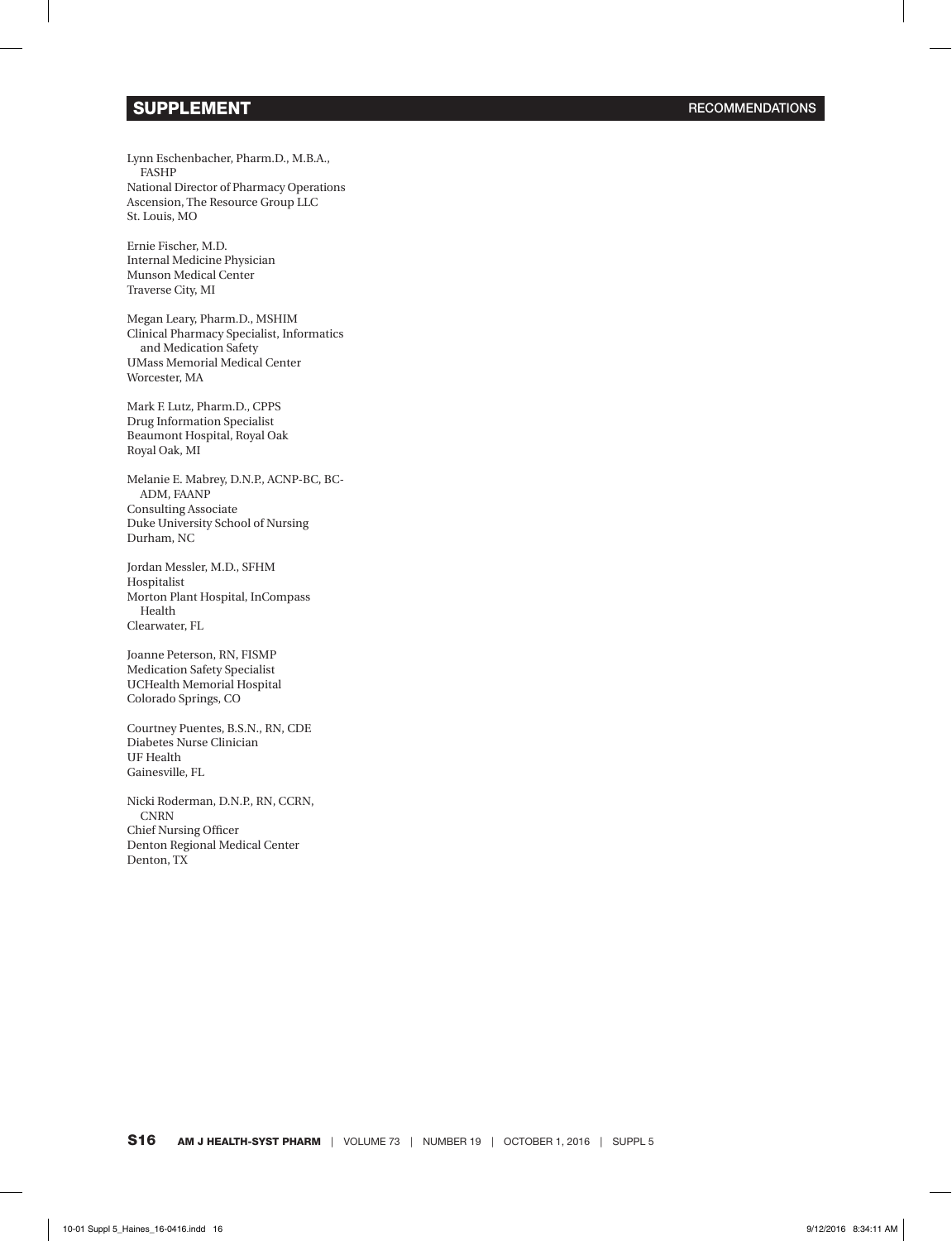Lynn Eschenbacher, Pharm.D., M.B.A., FASHP
National Director of Pharmacy Operations
Ascension, The Resource Group LLC
St. Louis, MO

Ernie Fischer, M.D.
Internal Medicine Physician
Munson Medical Center
Traverse City, MI

Megan Leary, Pharm.D., MSHIM
Clinical Pharmacy Specialist, Informatics and Medication Safety
UMass Memorial Medical Center
Worcester, MA

Mark F. Lutz, Pharm.D., CPPS
Drug Information Specialist
Beaumont Hospital, Royal Oak
Royal Oak, MI

Melanie E. Mabrey, D.N.P., ACNP-BC, BC-ADM, FAANP
Consulting Associate
Duke University School of Nursing
Durham, NC

Jordan Messler, M.D., SFHM
Hospitalist
Morton Plant Hospital, InCompass Health
Clearwater, FL

Joanne Peterson, RN, FISMP
Medication Safety Specialist
UCHealth Memorial Hospital
Colorado Springs, CO

Courtney Puentes, B.S.N., RN, CDE
Diabetes Nurse Clinician
UF Health
Gainesville, FL

Nicki Roderman, D.N.P., RN, CCRN, CNRN
Chief Nursing Officer
Denton Regional Medical Center
Denton, TX